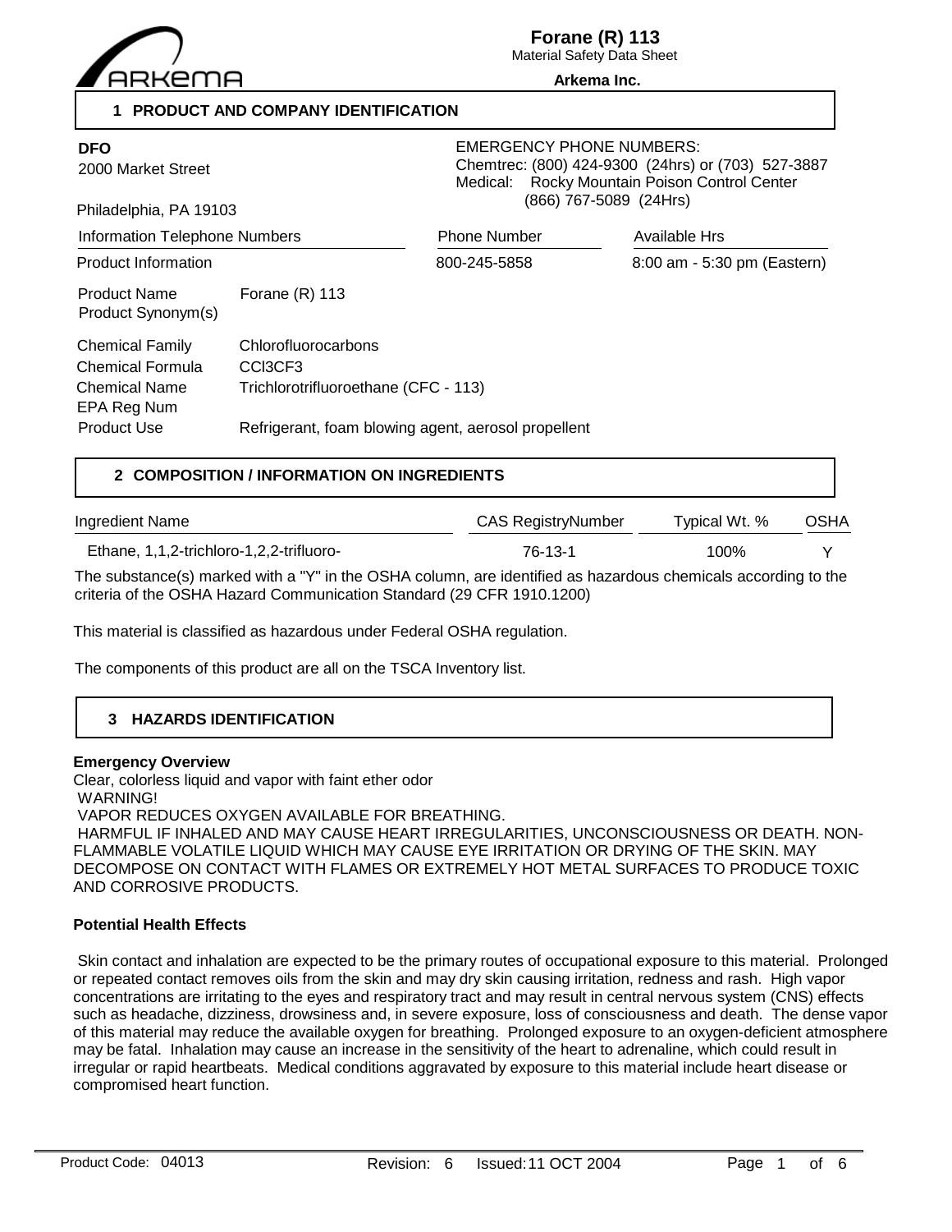# Forane (R) 113

Material Safety Data Sheet

**Arkema Inc.**

## 1 PRODUCT AND COMPANY IDENTIFICATION

**DFO**
2000 Market Street
Philadelphia, PA 19103

EMERGENCY PHONE NUMBERS:
Chemtrec: (800) 424-9300 (24hrs) or (703) 527-3887
Medical: Rocky Mountain Poison Control Center (866) 767-5089 (24Hrs)

| Information Telephone Numbers | Phone Number | Available Hrs |
|---|---|---|
| Product Information | 800-245-5858 | 8:00 am - 5:30 pm (Eastern) |

| | |
|---|---|
| Product Name | Forane (R) 113 |
| Product Synonym(s) | |
| Chemical Family | Chlorofluorocarbons |
| Chemical Formula | $CCl_3CF_3$ |
| Chemical Name | Trichlorotrifluoroethane (CFC - 113) |
| EPA Reg Num | |
| Product Use | Refrigerant, foam blowing agent, aerosol propellent |

## 2 COMPOSITION / INFORMATION ON INGREDIENTS

| Ingredient Name | CAS RegistryNumber | Typical Wt. % | OSHA |
|---|---|---|---|
| Ethane, 1,1,2-trichloro-1,2,2-trifluoro- | 76-13-1 | 100% | Y |

The substance(s) marked with a "Y" in the OSHA column, are identified as hazardous chemicals according to the criteria of the OSHA Hazard Communication Standard (29 CFR 1910.1200)

This material is classified as hazardous under Federal OSHA regulation.

The components of this product are all on the TSCA Inventory list.

## 3 HAZARDS IDENTIFICATION

**Emergency Overview**

Clear, colorless liquid and vapor with faint ether odor
WARNING!
VAPOR REDUCES OXYGEN AVAILABLE FOR BREATHING.
HARMFUL IF INHALED AND MAY CAUSE HEART IRREGULARITIES, UNCONSCIOUSNESS OR DEATH. NON-FLAMMABLE VOLATILE LIQUID WHICH MAY CAUSE EYE IRRITATION OR DRYING OF THE SKIN. MAY DECOMPOSE ON CONTACT WITH FLAMES OR EXTREMELY HOT METAL SURFACES TO PRODUCE TOXIC AND CORROSIVE PRODUCTS.

**Potential Health Effects**

Skin contact and inhalation are expected to be the primary routes of occupational exposure to this material. Prolonged or repeated contact removes oils from the skin and may dry skin causing irritation, redness and rash. High vapor concentrations are irritating to the eyes and respiratory tract and may result in central nervous system (CNS) effects such as headache, dizziness, drowsiness and, in severe exposure, loss of consciousness and death. The dense vapor of this material may reduce the available oxygen for breathing. Prolonged exposure to an oxygen-deficient atmosphere may be fatal. Inhalation may cause an increase in the sensitivity of the heart to adrenaline, which could result in irregular or rapid heartbeats. Medical conditions aggravated by exposure to this material include heart disease or compromised heart function.

Product Code: 04013 Revision: 6 Issued: 11 OCT 2004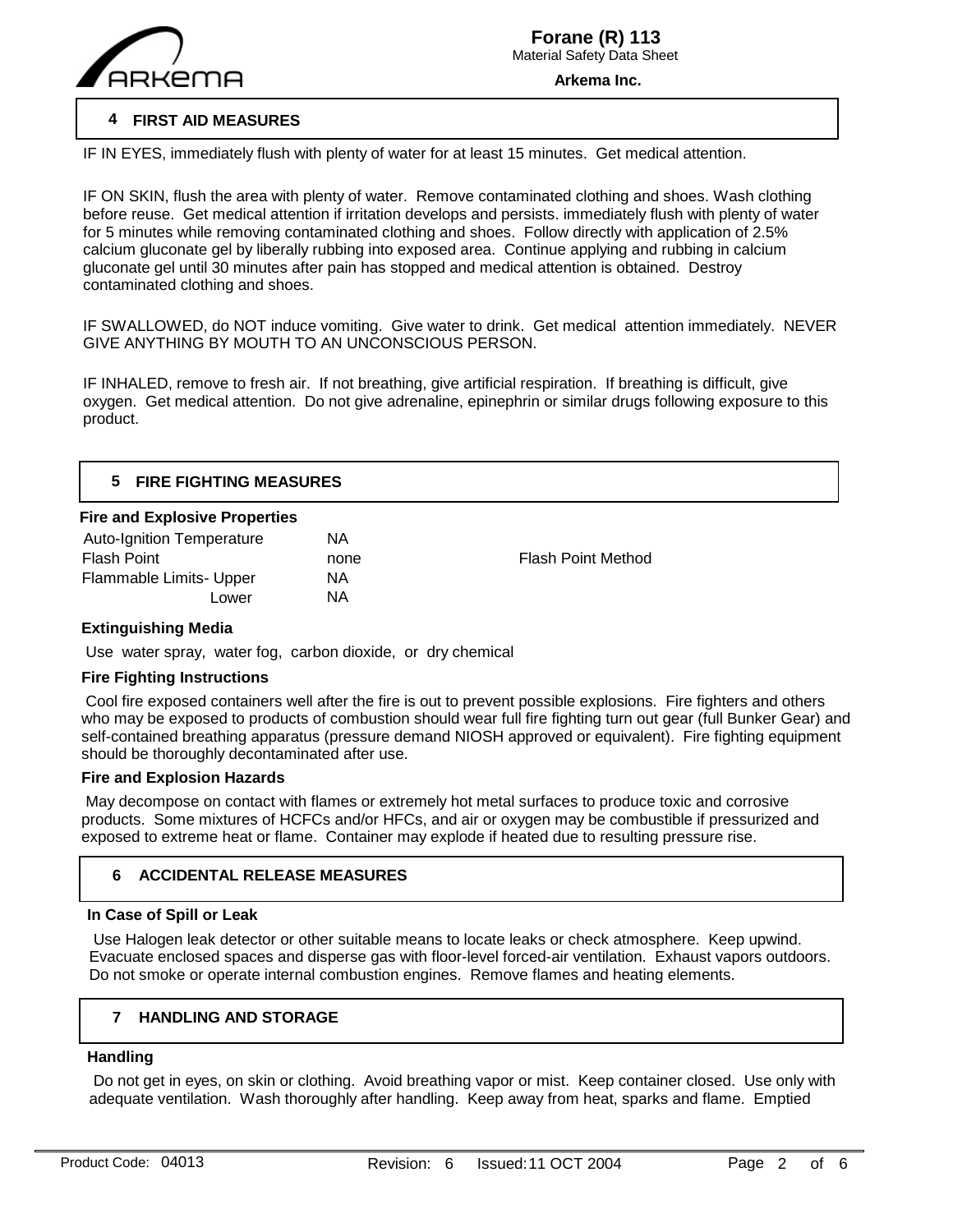## 4 FIRST AID MEASURES

IF IN EYES, immediately flush with plenty of water for at least 15 minutes. Get medical attention.

IF ON SKIN, flush the area with plenty of water. Remove contaminated clothing and shoes. Wash clothing before reuse. Get medical attention if irritation develops and persists. immediately flush with plenty of water for 5 minutes while removing contaminated clothing and shoes. Follow directly with application of 2.5% calcium gluconate gel by liberally rubbing into exposed area. Continue applying and rubbing in calcium gluconate gel until 30 minutes after pain has stopped and medical attention is obtained. Destroy contaminated clothing and shoes.

IF SWALLOWED, do NOT induce vomiting. Give water to drink. Get medical attention immediately. NEVER GIVE ANYTHING BY MOUTH TO AN UNCONSCIOUS PERSON.

IF INHALED, remove to fresh air. If not breathing, give artificial respiration. If breathing is difficult, give oxygen. Get medical attention. Do not give adrenaline, epinephrin or similar drugs following exposure to this product.

## 5 FIRE FIGHTING MEASURES

### Fire and Explosive Properties

| | | | |
|---|---|---|---|
| Auto-Ignition Temperature | NA | | |
| Flash Point | none | Flash Point Method | |
| Flammable Limits- Upper | NA | | |
| Lower | NA | | |

### Extinguishing Media

Use water spray, water fog, carbon dioxide, or dry chemical

### Fire Fighting Instructions

Cool fire exposed containers well after the fire is out to prevent possible explosions. Fire fighters and others who may be exposed to products of combustion should wear full fire fighting turn out gear (full Bunker Gear) and self-contained breathing apparatus (pressure demand NIOSH approved or equivalent). Fire fighting equipment should be thoroughly decontaminated after use.

### Fire and Explosion Hazards

May decompose on contact with flames or extremely hot metal surfaces to produce toxic and corrosive products. Some mixtures of HCFCs and/or HFCs, and air or oxygen may be combustible if pressurized and exposed to extreme heat or flame. Container may explode if heated due to resulting pressure rise.

## 6 ACCIDENTAL RELEASE MEASURES

### In Case of Spill or Leak

Use Halogen leak detector or other suitable means to locate leaks or check atmosphere. Keep upwind. Evacuate enclosed spaces and disperse gas with floor-level forced-air ventilation. Exhaust vapors outdoors. Do not smoke or operate internal combustion engines. Remove flames and heating elements.

## 7 HANDLING AND STORAGE

### Handling

Do not get in eyes, on skin or clothing. Avoid breathing vapor or mist. Keep container closed. Use only with adequate ventilation. Wash thoroughly after handling. Keep away from heat, sparks and flame. Emptied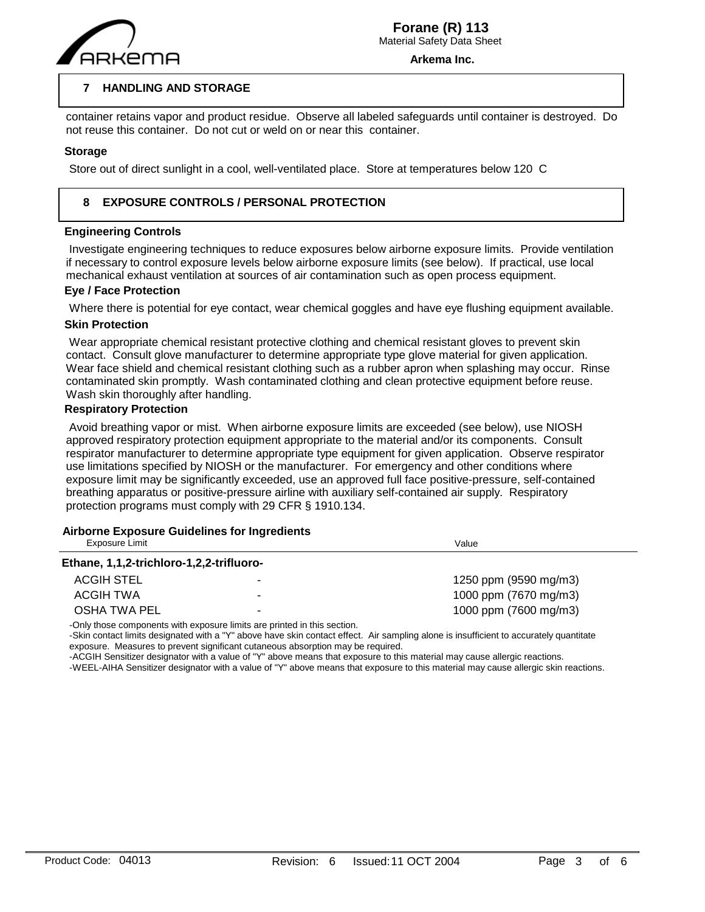## 7 HANDLING AND STORAGE

container retains vapor and product residue. Observe all labeled safeguards until container is destroyed. Do not reuse this container. Do not cut or weld on or near this container.

### Storage

Store out of direct sunlight in a cool, well-ventilated place. Store at temperatures below 120 C

## 8 EXPOSURE CONTROLS / PERSONAL PROTECTION

### Engineering Controls

Investigate engineering techniques to reduce exposures below airborne exposure limits. Provide ventilation if necessary to control exposure levels below airborne exposure limits (see below). If practical, use local mechanical exhaust ventilation at sources of air contamination such as open process equipment.

### Eye / Face Protection

Where there is potential for eye contact, wear chemical goggles and have eye flushing equipment available.

### Skin Protection

Wear appropriate chemical resistant protective clothing and chemical resistant gloves to prevent skin contact. Consult glove manufacturer to determine appropriate type glove material for given application. Wear face shield and chemical resistant clothing such as a rubber apron when splashing may occur. Rinse contaminated skin promptly. Wash contaminated clothing and clean protective equipment before reuse. Wash skin thoroughly after handling.

### Respiratory Protection

Avoid breathing vapor or mist. When airborne exposure limits are exceeded (see below), use NIOSH approved respiratory protection equipment appropriate to the material and/or its components. Consult respirator manufacturer to determine appropriate type equipment for given application. Observe respirator use limitations specified by NIOSH or the manufacturer. For emergency and other conditions where exposure limit may be significantly exceeded, use an approved full face positive-pressure, self-contained breathing apparatus or positive-pressure airline with auxiliary self-contained air supply. Respiratory protection programs must comply with 29 CFR § 1910.134.

### Airborne Exposure Guidelines for Ingredients

| Exposure Limit | | Value |
|---|---|---|
| **Ethane, 1,1,2-trichloro-1,2,2-trifluoro-** | | |
| ACGIH STEL | - | 1250 ppm (9590 mg/m3) |
| ACGIH TWA | - | 1000 ppm (7670 mg/m3) |
| OSHA TWA PEL | - | 1000 ppm (7600 mg/m3) |

-Only those components with exposure limits are printed in this section.
-Skin contact limits designated with a "Y" above have skin contact effect. Air sampling alone is insufficient to accurately quantitate exposure. Measures to prevent significant cutaneous absorption may be required.
-ACGIH Sensitizer designator with a value of "Y" above means that exposure to this material may cause allergic reactions.
-WEEL-AIHA Sensitizer designator with a value of "Y" above means that exposure to this material may cause allergic skin reactions.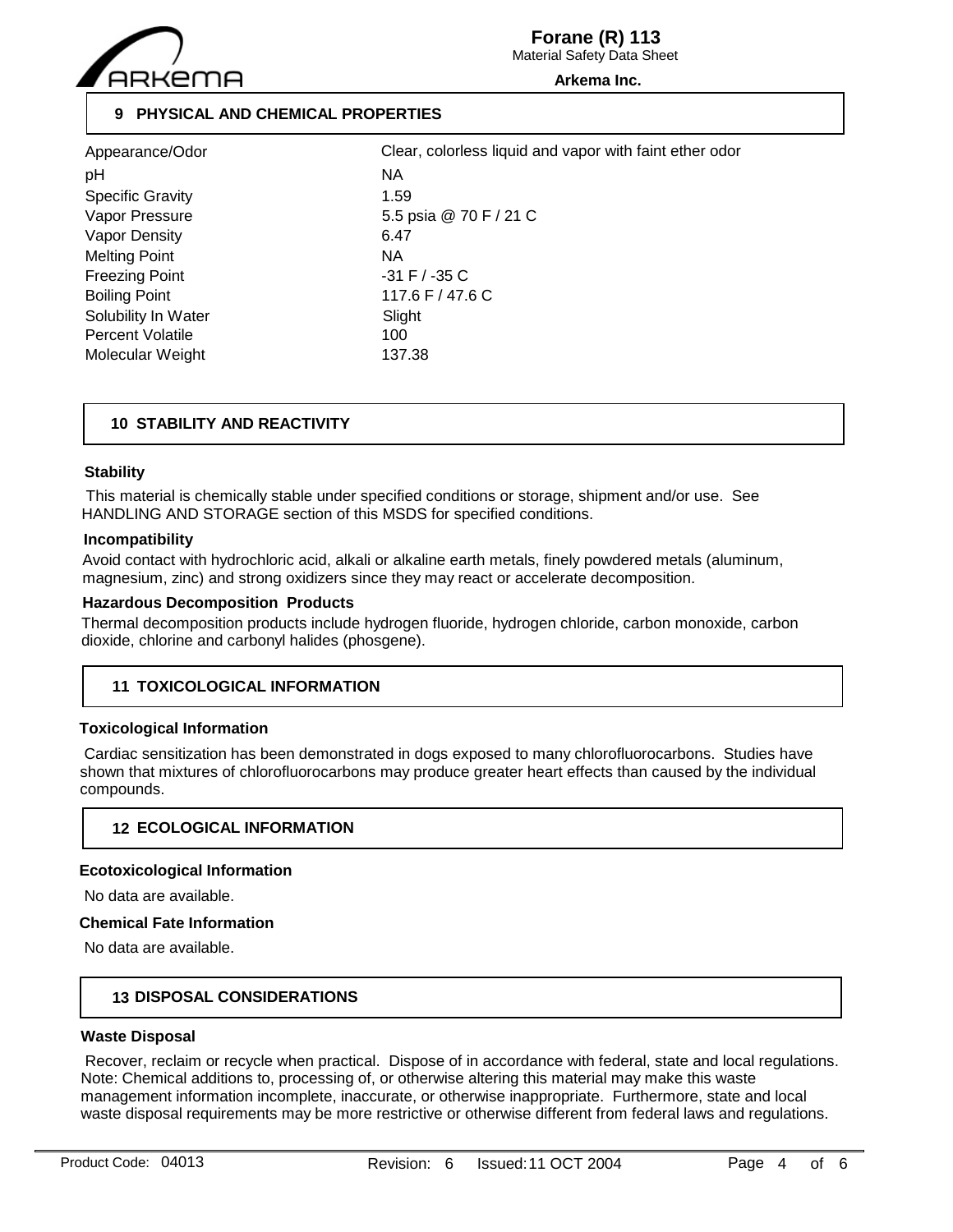## 9 PHYSICAL AND CHEMICAL PROPERTIES

| | |
|---|---|
| Appearance/Odor | Clear, colorless liquid and vapor with faint ether odor |
| pH | NA |
| Specific Gravity | 1.59 |
| Vapor Pressure | 5.5 psia @ 70 F / 21 C |
| Vapor Density | 6.47 |
| Melting Point | NA |
| Freezing Point | -31 F / -35 C |
| Boiling Point | 117.6 F / 47.6 C |
| Solubility In Water | Slight |
| Percent Volatile | 100 |
| Molecular Weight | 137.38 |

## 10 STABILITY AND REACTIVITY

### Stability

This material is chemically stable under specified conditions or storage, shipment and/or use. See HANDLING AND STORAGE section of this MSDS for specified conditions.

### Incompatibility

Avoid contact with hydrochloric acid, alkali or alkaline earth metals, finely powdered metals (aluminum, magnesium, zinc) and strong oxidizers since they may react or accelerate decomposition.

### Hazardous Decomposition Products

Thermal decomposition products include hydrogen fluoride, hydrogen chloride, carbon monoxide, carbon dioxide, chlorine and carbonyl halides (phosgene).

## 11 TOXICOLOGICAL INFORMATION

### Toxicological Information

Cardiac sensitization has been demonstrated in dogs exposed to many chlorofluorocarbons. Studies have shown that mixtures of chlorofluorocarbons may produce greater heart effects than caused by the individual compounds.

## 12 ECOLOGICAL INFORMATION

### Ecotoxicological Information

No data are available.

### Chemical Fate Information

No data are available.

## 13 DISPOSAL CONSIDERATIONS

### Waste Disposal

Recover, reclaim or recycle when practical. Dispose of in accordance with federal, state and local regulations. Note: Chemical additions to, processing of, or otherwise altering this material may make this waste management information incomplete, inaccurate, or otherwise inappropriate. Furthermore, state and local waste disposal requirements may be more restrictive or otherwise different from federal laws and regulations.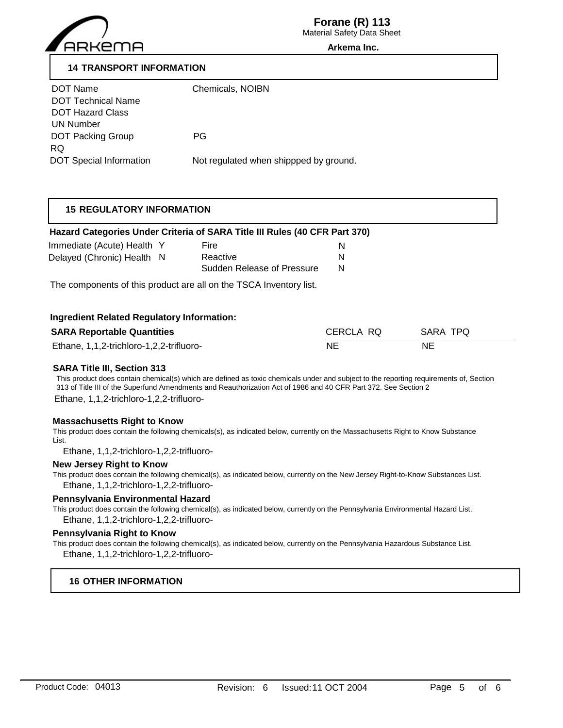## 14 TRANSPORT INFORMATION

| | |
|---|---|
| DOT Name | Chemicals, NOIBN |
| DOT Technical Name | |
| DOT Hazard Class | |
| UN Number | |
| DOT Packing Group | PG |
| RQ | |
| DOT Special Information | Not regulated when shippped by ground. |

## 15 REGULATORY INFORMATION

**Hazard Categories Under Criteria of SARA Title III Rules (40 CFR Part 370)**

| | | | |
|---|---|---|---|
| Immediate (Acute) Health | Y | Fire | N |
| Delayed (Chronic) Health | N | Reactive | N |
| | | Sudden Release of Pressure | N |

The components of this product are all on the TSCA Inventory list.

**Ingredient Related Regulatory Information:**

| SARA Reportable Quantities | CERCLA RQ | SARA TPQ |
|---|---|---|
| Ethane, 1,1,2-trichloro-1,2,2-trifluoro- | NE | NE |

**SARA Title III, Section 313**

This product does contain chemical(s) which are defined as toxic chemicals under and subject to the reporting requirements of, Section 313 of Title III of the Superfund Amendments and Reauthorization Act of 1986 and 40 CFR Part 372. See Section 2

Ethane, 1,1,2-trichloro-1,2,2-trifluoro-

**Massachusetts Right to Know**

This product does contain the following chemicals(s), as indicated below, currently on the Massachusetts Right to Know Substance List.

Ethane, 1,1,2-trichloro-1,2,2-trifluoro-

**New Jersey Right to Know**

This product does contain the following chemical(s), as indicated below, currently on the New Jersey Right-to-Know Substances List.

Ethane, 1,1,2-trichloro-1,2,2-trifluoro-

**Pennsylvania Environmental Hazard**

This product does contain the following chemical(s), as indicated below, currently on the Pennsylvania Environmental Hazard List.

Ethane, 1,1,2-trichloro-1,2,2-trifluoro-

**Pennsylvania Right to Know**

This product does contain the following chemical(s), as indicated below, currently on the Pennsylvania Hazardous Substance List.

Ethane, 1,1,2-trichloro-1,2,2-trifluoro-

## 16 OTHER INFORMATION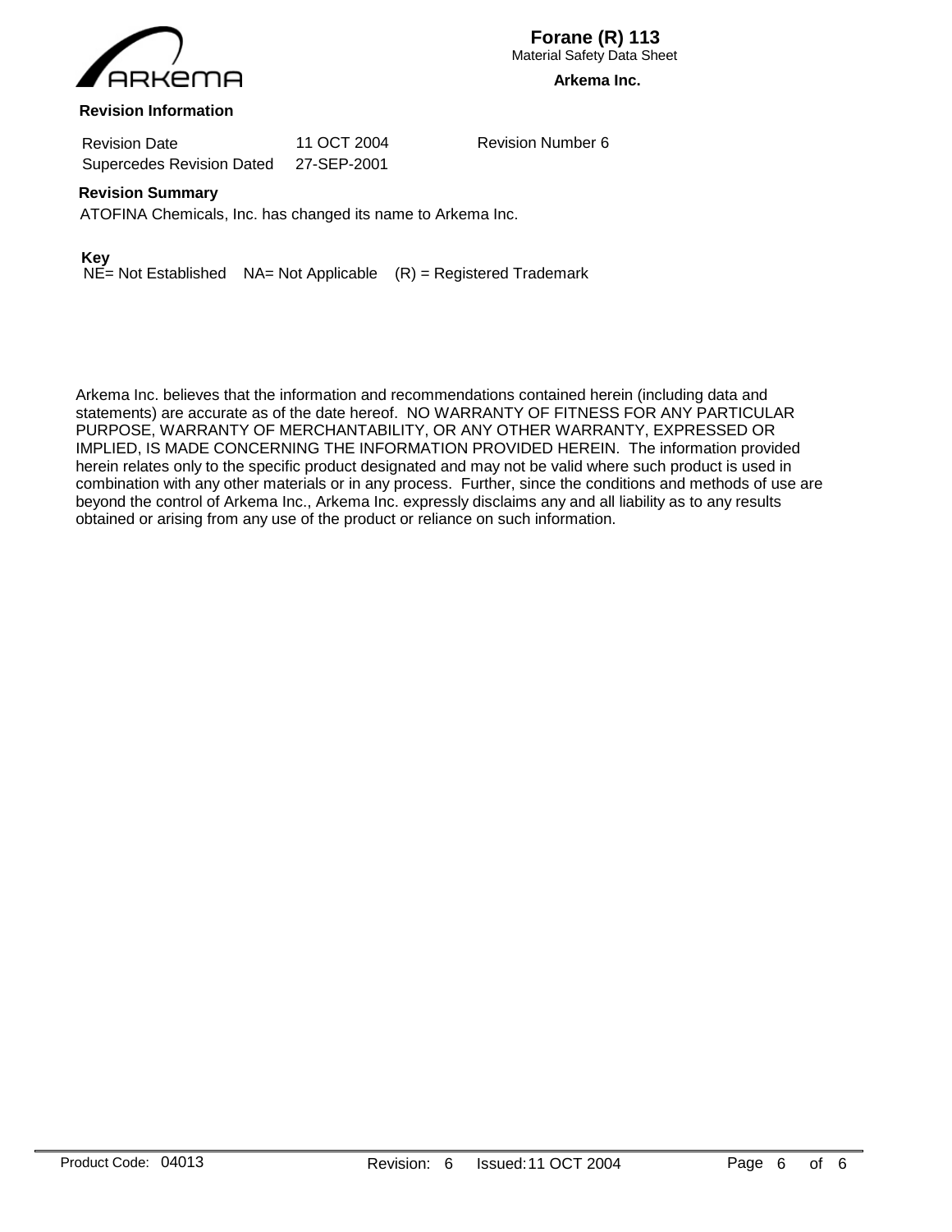## Revision Information

| | | |
|---|---|---|
| Revision Date | 11 OCT 2004 | Revision Number 6 |
| Supercedes Revision Dated | 27-SEP-2001 | |

### Revision Summary

ATOFINA Chemicals, Inc. has changed its name to Arkema Inc.

### Key

NE= Not Established    NA= Not Applicable    (R) = Registered Trademark

Arkema Inc. believes that the information and recommendations contained herein (including data and statements) are accurate as of the date hereof. NO WARRANTY OF FITNESS FOR ANY PARTICULAR PURPOSE, WARRANTY OF MERCHANTABILITY, OR ANY OTHER WARRANTY, EXPRESSED OR IMPLIED, IS MADE CONCERNING THE INFORMATION PROVIDED HEREIN. The information provided herein relates only to the specific product designated and may not be valid where such product is used in combination with any other materials or in any process. Further, since the conditions and methods of use are beyond the control of Arkema Inc., Arkema Inc. expressly disclaims any and all liability as to any results obtained or arising from any use of the product or reliance on such information.